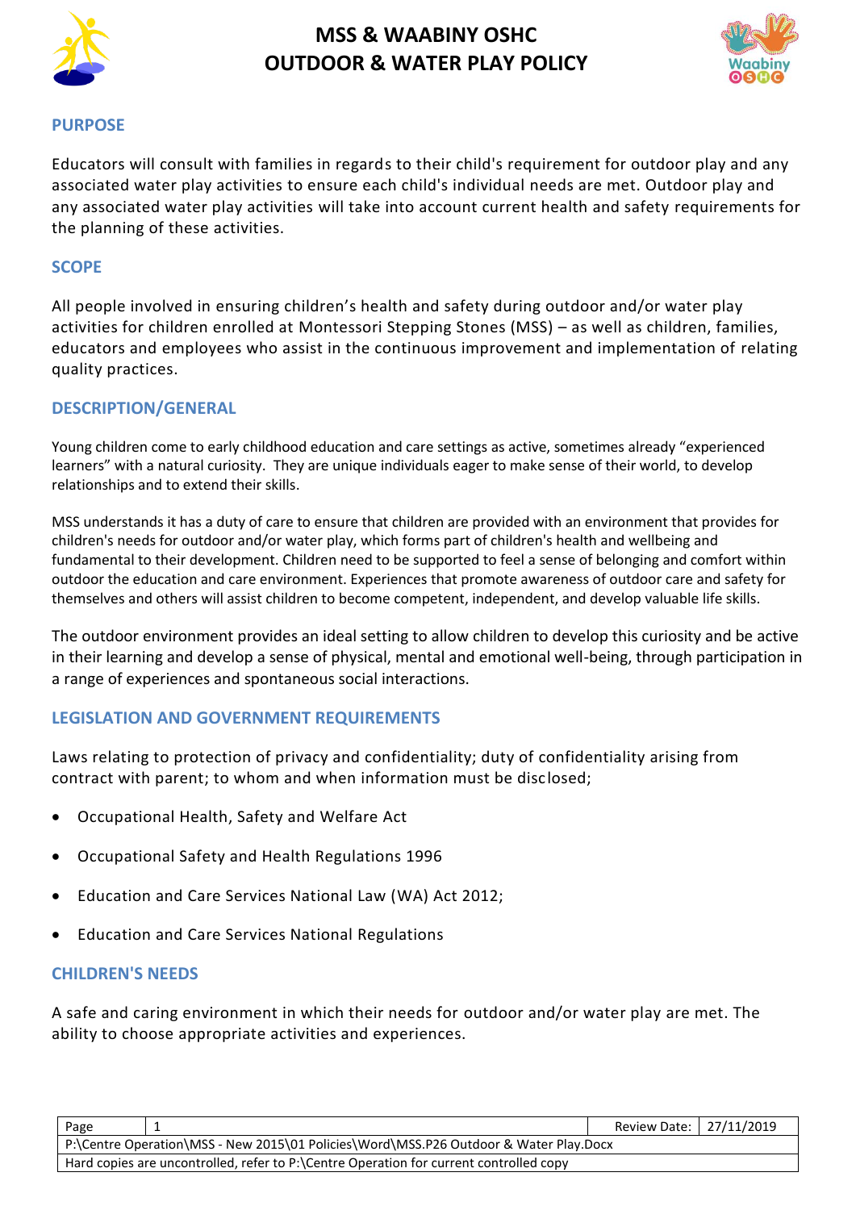# MSS & WAABINY OSHC
# OUTDOOR & WATER PLAY POLICY

## PURPOSE

Educators will consult with families in regards to their child's requirement for outdoor play and any associated water play activities to ensure each child's individual needs are met. Outdoor play and any associated water play activities will take into account current health and safety requirements for the planning of these activities.

## SCOPE

All people involved in ensuring children's health and safety during outdoor and/or water play activities for children enrolled at Montessori Stepping Stones (MSS) – as well as children, families, educators and employees who assist in the continuous improvement and implementation of relating quality practices.

## DESCRIPTION/GENERAL

Young children come to early childhood education and care settings as active, sometimes already "experienced learners" with a natural curiosity. They are unique individuals eager to make sense of their world, to develop relationships and to extend their skills.

MSS understands it has a duty of care to ensure that children are provided with an environment that provides for children's needs for outdoor and/or water play, which forms part of children's health and wellbeing and fundamental to their development. Children need to be supported to feel a sense of belonging and comfort within outdoor the education and care environment. Experiences that promote awareness of outdoor care and safety for themselves and others will assist children to become competent, independent, and develop valuable life skills.

The outdoor environment provides an ideal setting to allow children to develop this curiosity and be active in their learning and develop a sense of physical, mental and emotional well-being, through participation in a range of experiences and spontaneous social interactions.

## LEGISLATION AND GOVERNMENT REQUIREMENTS

Laws relating to protection of privacy and confidentiality; duty of confidentiality arising from contract with parent; to whom and when information must be disclosed;

- Occupational Health, Safety and Welfare Act
- Occupational Safety and Health Regulations 1996
- Education and Care Services National Law (WA) Act 2012;
- Education and Care Services National Regulations

## CHILDREN'S NEEDS

A safe and caring environment in which their needs for outdoor and/or water play are met. The ability to choose appropriate activities and experiences.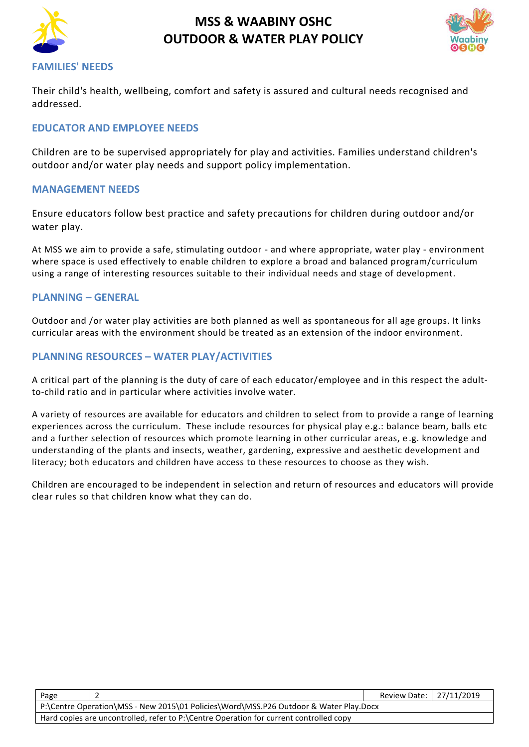## FAMILIES' NEEDS

Their child's health, wellbeing, comfort and safety is assured and cultural needs recognised and addressed.

## EDUCATOR AND EMPLOYEE NEEDS

Children are to be supervised appropriately for play and activities. Families understand children's outdoor and/or water play needs and support policy implementation.

## MANAGEMENT NEEDS

Ensure educators follow best practice and safety precautions for children during outdoor and/or water play.

At MSS we aim to provide a safe, stimulating outdoor - and where appropriate, water play - environment where space is used effectively to enable children to explore a broad and balanced program/curriculum using a range of interesting resources suitable to their individual needs and stage of development.

## PLANNING – GENERAL

Outdoor and /or water play activities are both planned as well as spontaneous for all age groups. It links curricular areas with the environment should be treated as an extension of the indoor environment.

## PLANNING RESOURCES – WATER PLAY/ACTIVITIES

A critical part of the planning is the duty of care of each educator/employee and in this respect the adult-to-child ratio and in particular where activities involve water.

A variety of resources are available for educators and children to select from to provide a range of learning experiences across the curriculum. These include resources for physical play e.g.: balance beam, balls etc and a further selection of resources which promote learning in other curricular areas, e.g. knowledge and understanding of the plants and insects, weather, gardening, expressive and aesthetic development and literacy; both educators and children have access to these resources to choose as they wish.

Children are encouraged to be independent in selection and return of resources and educators will provide clear rules so that children know what they can do.